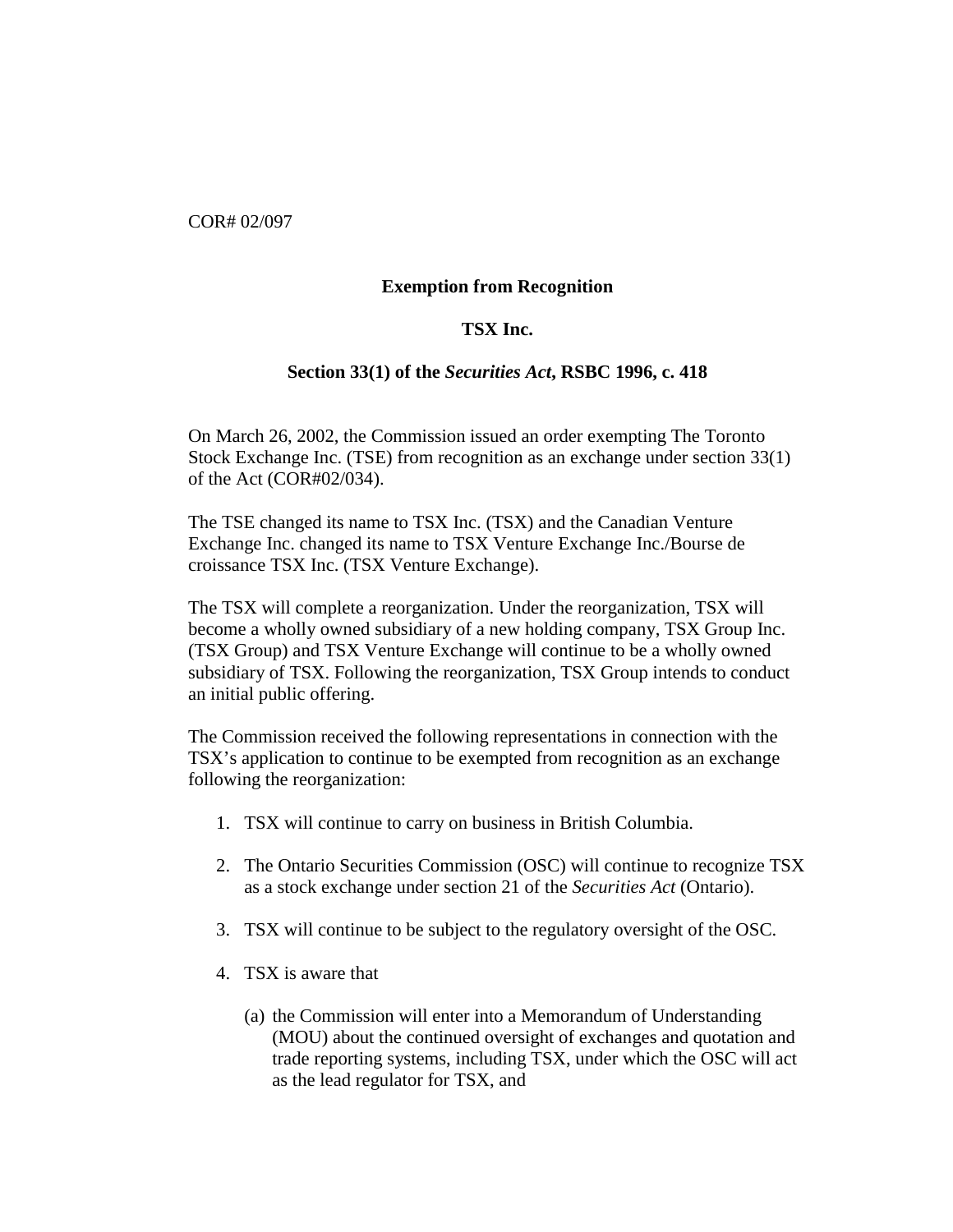COR# 02/097

**Exemption from Recognition**

**TSX Inc.**

**Section 33(1) of the *Securities Act*, RSBC 1996, c. 418**

On March 26, 2002, the Commission issued an order exempting The Toronto Stock Exchange Inc. (TSE) from recognition as an exchange under section 33(1) of the Act (COR#02/034).

The TSE changed its name to TSX Inc. (TSX) and the Canadian Venture Exchange Inc. changed its name to TSX Venture Exchange Inc./Bourse de croissance TSX Inc. (TSX Venture Exchange).

The TSX will complete a reorganization. Under the reorganization, TSX will become a wholly owned subsidiary of a new holding company, TSX Group Inc. (TSX Group) and TSX Venture Exchange will continue to be a wholly owned subsidiary of TSX. Following the reorganization, TSX Group intends to conduct an initial public offering.

The Commission received the following representations in connection with the TSX's application to continue to be exempted from recognition as an exchange following the reorganization:

1. TSX will continue to carry on business in British Columbia.

2. The Ontario Securities Commission (OSC) will continue to recognize TSX as a stock exchange under section 21 of the *Securities Act* (Ontario).

3. TSX will continue to be subject to the regulatory oversight of the OSC.

4. TSX is aware that

   (a) the Commission will enter into a Memorandum of Understanding (MOU) about the continued oversight of exchanges and quotation and trade reporting systems, including TSX, under which the OSC will act as the lead regulator for TSX, and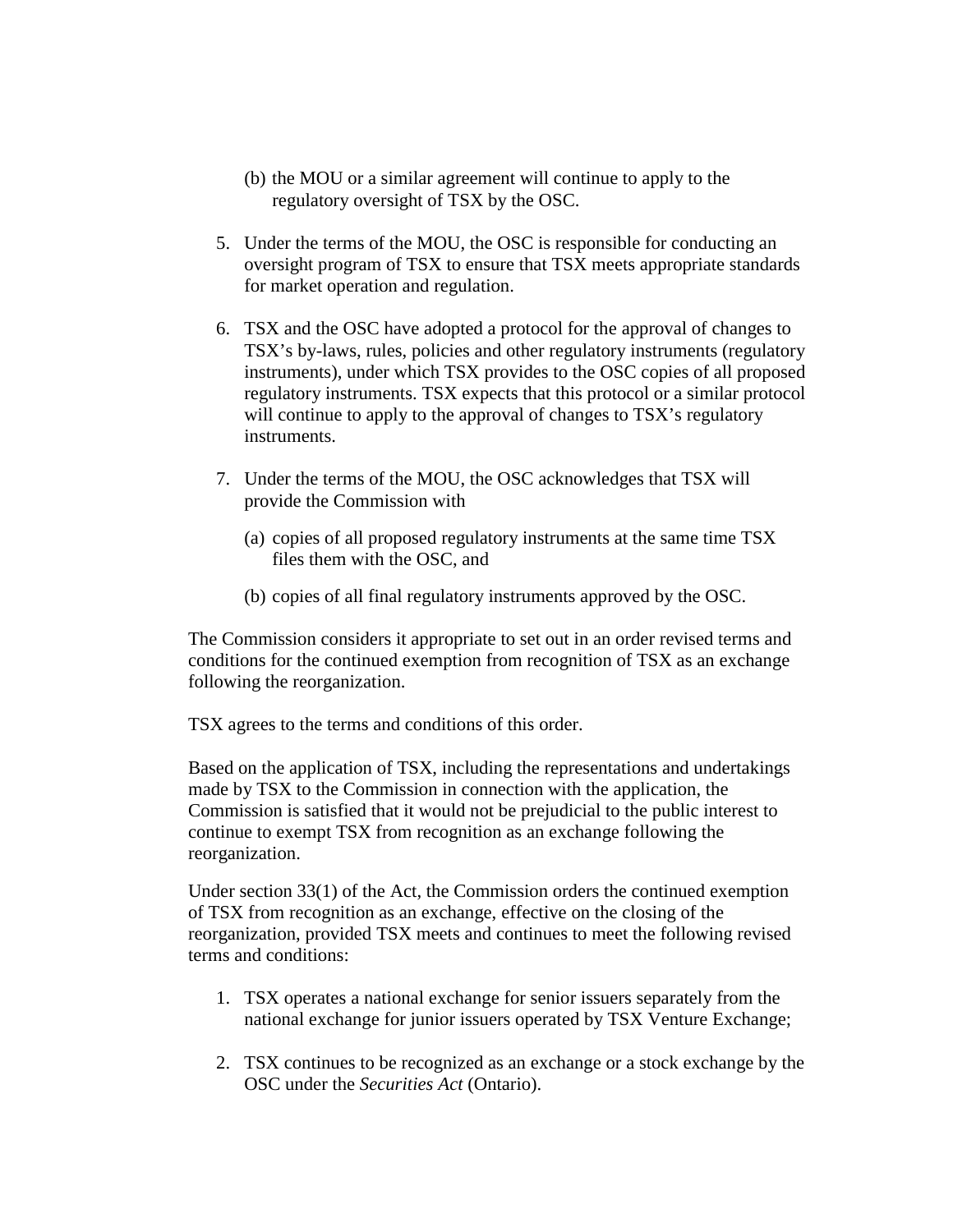(b) the MOU or a similar agreement will continue to apply to the regulatory oversight of TSX by the OSC.

5. Under the terms of the MOU, the OSC is responsible for conducting an oversight program of TSX to ensure that TSX meets appropriate standards for market operation and regulation.

6. TSX and the OSC have adopted a protocol for the approval of changes to TSX's by-laws, rules, policies and other regulatory instruments (regulatory instruments), under which TSX provides to the OSC copies of all proposed regulatory instruments. TSX expects that this protocol or a similar protocol will continue to apply to the approval of changes to TSX's regulatory instruments.

7. Under the terms of the MOU, the OSC acknowledges that TSX will provide the Commission with

   (a) copies of all proposed regulatory instruments at the same time TSX files them with the OSC, and

   (b) copies of all final regulatory instruments approved by the OSC.

The Commission considers it appropriate to set out in an order revised terms and conditions for the continued exemption from recognition of TSX as an exchange following the reorganization.

TSX agrees to the terms and conditions of this order.

Based on the application of TSX, including the representations and undertakings made by TSX to the Commission in connection with the application, the Commission is satisfied that it would not be prejudicial to the public interest to continue to exempt TSX from recognition as an exchange following the reorganization.

Under section 33(1) of the Act, the Commission orders the continued exemption of TSX from recognition as an exchange, effective on the closing of the reorganization, provided TSX meets and continues to meet the following revised terms and conditions:

1. TSX operates a national exchange for senior issuers separately from the national exchange for junior issuers operated by TSX Venture Exchange;

2. TSX continues to be recognized as an exchange or a stock exchange by the OSC under the *Securities Act* (Ontario).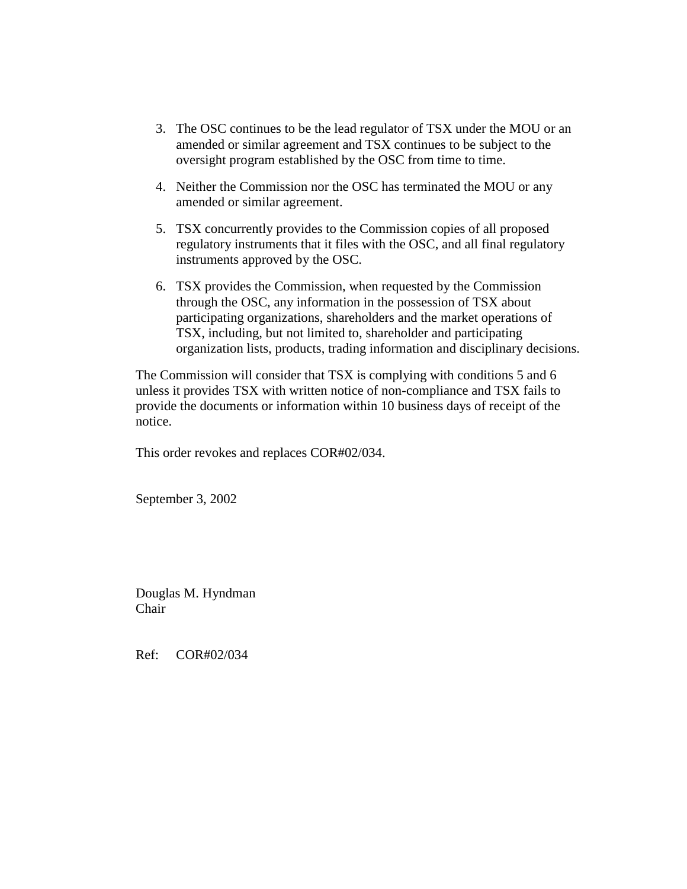3. The OSC continues to be the lead regulator of TSX under the MOU or an amended or similar agreement and TSX continues to be subject to the oversight program established by the OSC from time to time.
4. Neither the Commission nor the OSC has terminated the MOU or any amended or similar agreement.
5. TSX concurrently provides to the Commission copies of all proposed regulatory instruments that it files with the OSC, and all final regulatory instruments approved by the OSC.
6. TSX provides the Commission, when requested by the Commission through the OSC, any information in the possession of TSX about participating organizations, shareholders and the market operations of TSX, including, but not limited to, shareholder and participating organization lists, products, trading information and disciplinary decisions.

The Commission will consider that TSX is complying with conditions 5 and 6 unless it provides TSX with written notice of non-compliance and TSX fails to provide the documents or information within 10 business days of receipt of the notice.

This order revokes and replaces COR#02/034.

September 3, 2002

Douglas M. Hyndman
Chair

Ref: COR#02/034